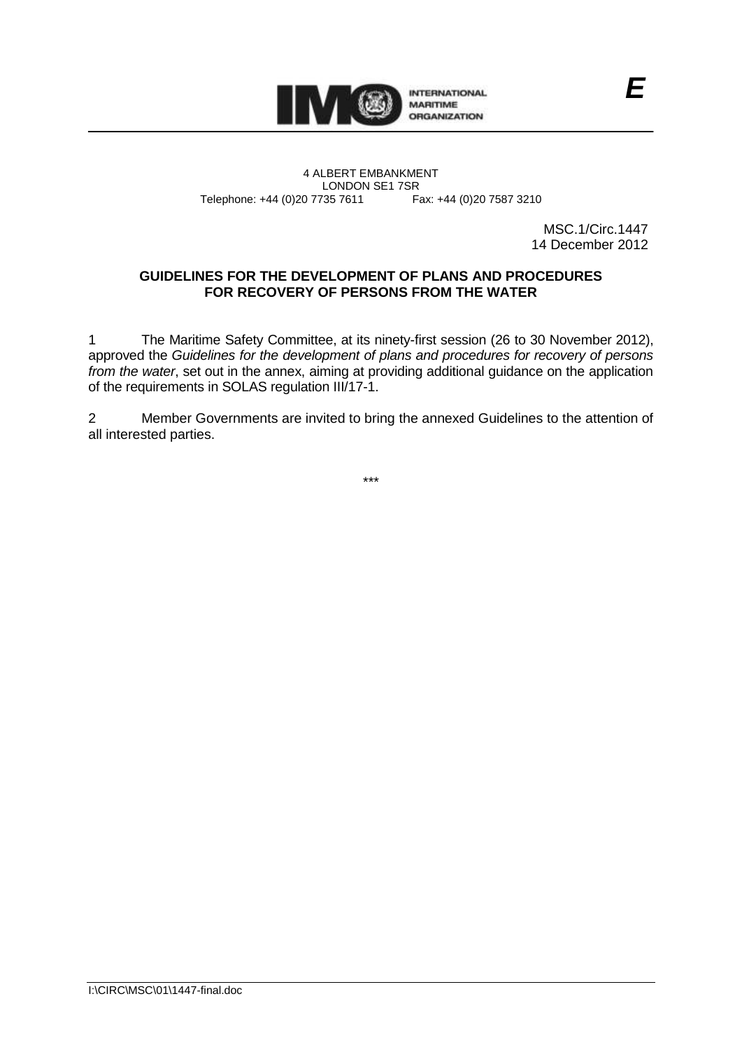INTERNATIONAL MARITIME ORGANIZATION

*E*

4 ALBERT EMBANKMENT
LONDON SE1 7SR
Telephone: +44 (0)20 7735 7611 Fax: +44 (0)20 7587 3210

MSC.1/Circ.1447
14 December 2012

**GUIDELINES FOR THE DEVELOPMENT OF PLANS AND PROCEDURES FOR RECOVERY OF PERSONS FROM THE WATER**

1 The Maritime Safety Committee, at its ninety-first session (26 to 30 November 2012), approved the *Guidelines for the development of plans and procedures for recovery of persons from the water*, set out in the annex, aiming at providing additional guidance on the application of the requirements in SOLAS regulation III/17-1.

2 Member Governments are invited to bring the annexed Guidelines to the attention of all interested parties.

\*\*\*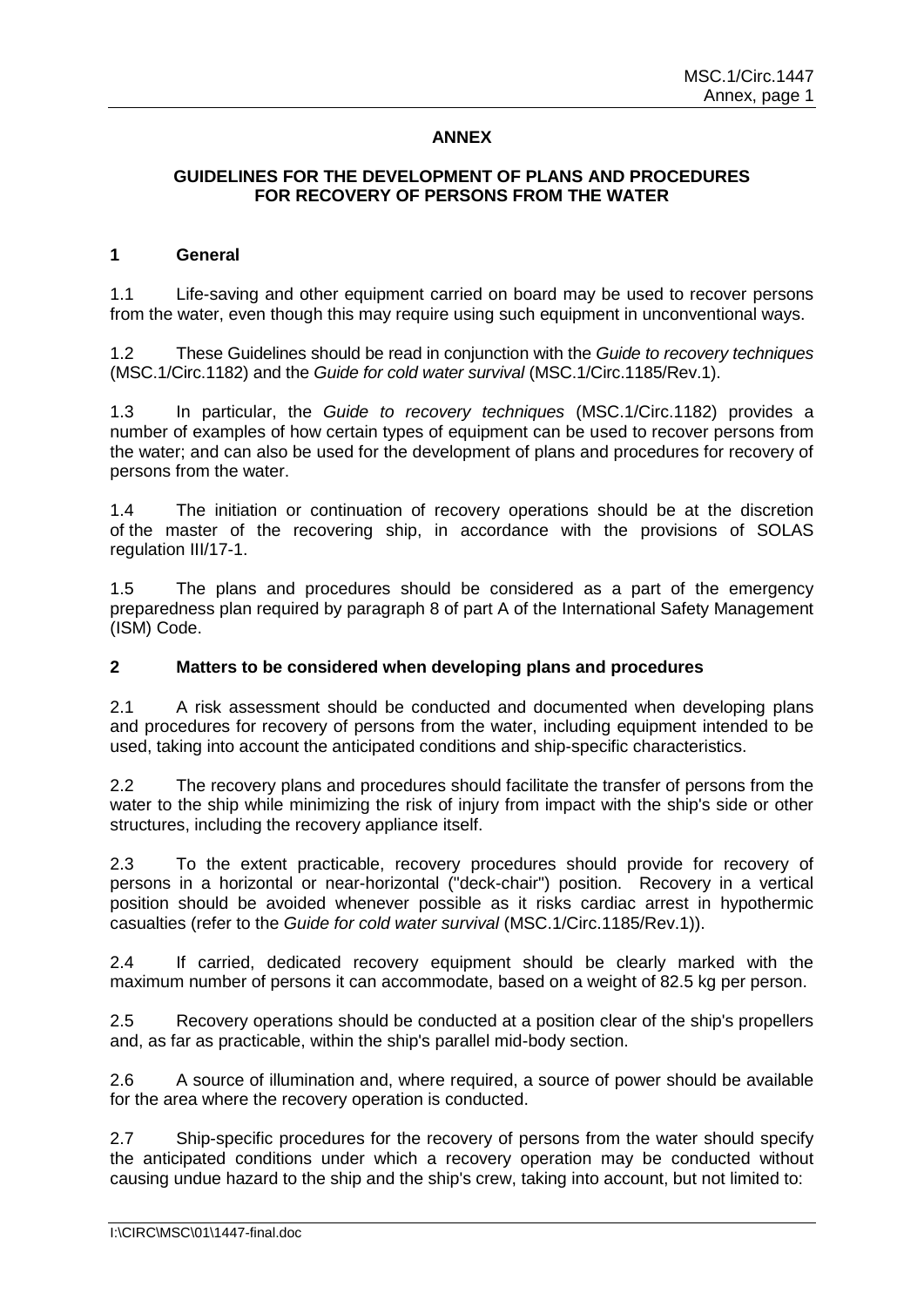## ANNEX

### GUIDELINES FOR THE DEVELOPMENT OF PLANS AND PROCEDURES FOR RECOVERY OF PERSONS FROM THE WATER

### 1 General

1.1 Life-saving and other equipment carried on board may be used to recover persons from the water, even though this may require using such equipment in unconventional ways.

1.2 These Guidelines should be read in conjunction with the *Guide to recovery techniques* (MSC.1/Circ.1182) and the *Guide for cold water survival* (MSC.1/Circ.1185/Rev.1).

1.3 In particular, the *Guide to recovery techniques* (MSC.1/Circ.1182) provides a number of examples of how certain types of equipment can be used to recover persons from the water; and can also be used for the development of plans and procedures for recovery of persons from the water.

1.4 The initiation or continuation of recovery operations should be at the discretion of the master of the recovering ship, in accordance with the provisions of SOLAS regulation III/17-1.

1.5 The plans and procedures should be considered as a part of the emergency preparedness plan required by paragraph 8 of part A of the International Safety Management (ISM) Code.

### 2 Matters to be considered when developing plans and procedures

2.1 A risk assessment should be conducted and documented when developing plans and procedures for recovery of persons from the water, including equipment intended to be used, taking into account the anticipated conditions and ship-specific characteristics.

2.2 The recovery plans and procedures should facilitate the transfer of persons from the water to the ship while minimizing the risk of injury from impact with the ship's side or other structures, including the recovery appliance itself.

2.3 To the extent practicable, recovery procedures should provide for recovery of persons in a horizontal or near-horizontal ("deck-chair") position. Recovery in a vertical position should be avoided whenever possible as it risks cardiac arrest in hypothermic casualties (refer to the *Guide for cold water survival* (MSC.1/Circ.1185/Rev.1)).

2.4 If carried, dedicated recovery equipment should be clearly marked with the maximum number of persons it can accommodate, based on a weight of 82.5 kg per person.

2.5 Recovery operations should be conducted at a position clear of the ship's propellers and, as far as practicable, within the ship's parallel mid-body section.

2.6 A source of illumination and, where required, a source of power should be available for the area where the recovery operation is conducted.

2.7 Ship-specific procedures for the recovery of persons from the water should specify the anticipated conditions under which a recovery operation may be conducted without causing undue hazard to the ship and the ship's crew, taking into account, but not limited to: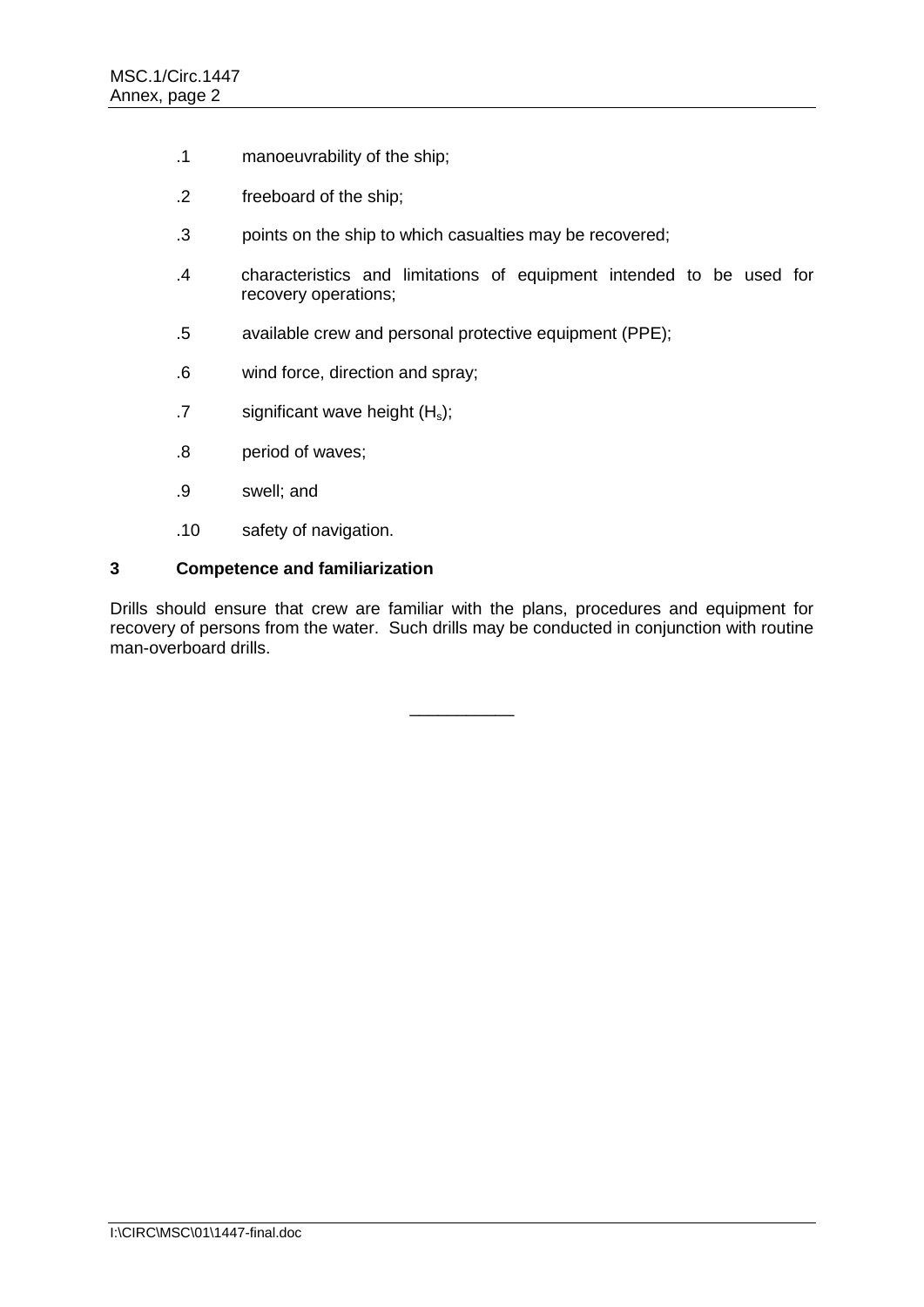.1 manoeuvrability of the ship;

.2 freeboard of the ship;

.3 points on the ship to which casualties may be recovered;

.4 characteristics and limitations of equipment intended to be used for recovery operations;

.5 available crew and personal protective equipment (PPE);

.6 wind force, direction and spray;

.7 significant wave height ($H_s$);

.8 period of waves;

.9 swell; and

.10 safety of navigation.

## 3 Competence and familiarization

Drills should ensure that crew are familiar with the plans, procedures and equipment for recovery of persons from the water. Such drills may be conducted in conjunction with routine man-overboard drills.

___________